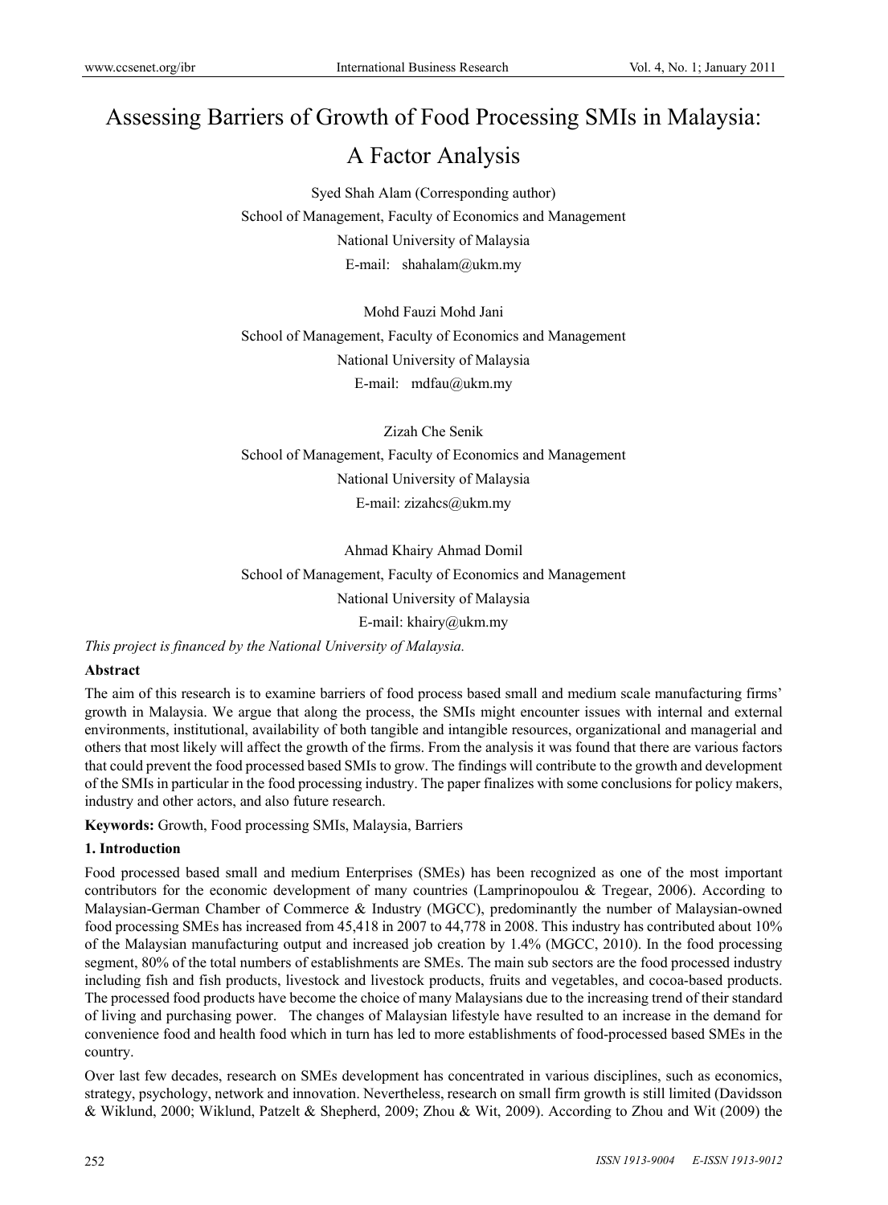# Assessing Barriers of Growth of Food Processing SMIs in Malaysia: A Factor Analysis

Syed Shah Alam (Corresponding author)
School of Management, Faculty of Economics and Management
National University of Malaysia
E-mail: shahalam@ukm.my

Mohd Fauzi Mohd Jani
School of Management, Faculty of Economics and Management
National University of Malaysia
E-mail: mdfau@ukm.my

Zizah Che Senik
School of Management, Faculty of Economics and Management
National University of Malaysia
E-mail: zizahcs@ukm.my

Ahmad Khairy Ahmad Domil
School of Management, Faculty of Economics and Management
National University of Malaysia
E-mail: khairy@ukm.my

*This project is financed by the National University of Malaysia.*

**Abstract**

The aim of this research is to examine barriers of food process based small and medium scale manufacturing firms' growth in Malaysia. We argue that along the process, the SMIs might encounter issues with internal and external environments, institutional, availability of both tangible and intangible resources, organizational and managerial and others that most likely will affect the growth of the firms. From the analysis it was found that there are various factors that could prevent the food processed based SMIs to grow. The findings will contribute to the growth and development of the SMIs in particular in the food processing industry. The paper finalizes with some conclusions for policy makers, industry and other actors, and also future research.

**Keywords:** Growth, Food processing SMIs, Malaysia, Barriers

## 1. Introduction

Food processed based small and medium Enterprises (SMEs) has been recognized as one of the most important contributors for the economic development of many countries (Lamprinopoulou & Tregear, 2006). According to Malaysian-German Chamber of Commerce & Industry (MGCC), predominantly the number of Malaysian-owned food processing SMEs has increased from 45,418 in 2007 to 44,778 in 2008. This industry has contributed about 10% of the Malaysian manufacturing output and increased job creation by 1.4% (MGCC, 2010). In the food processing segment, 80% of the total numbers of establishments are SMEs. The main sub sectors are the food processed industry including fish and fish products, livestock and livestock products, fruits and vegetables, and cocoa-based products. The processed food products have become the choice of many Malaysians due to the increasing trend of their standard of living and purchasing power. The changes of Malaysian lifestyle have resulted to an increase in the demand for convenience food and health food which in turn has led to more establishments of food-processed based SMEs in the country.

Over last few decades, research on SMEs development has concentrated in various disciplines, such as economics, strategy, psychology, network and innovation. Nevertheless, research on small firm growth is still limited (Davidsson & Wiklund, 2000; Wiklund, Patzelt & Shepherd, 2009; Zhou & Wit, 2009). According to Zhou and Wit (2009) the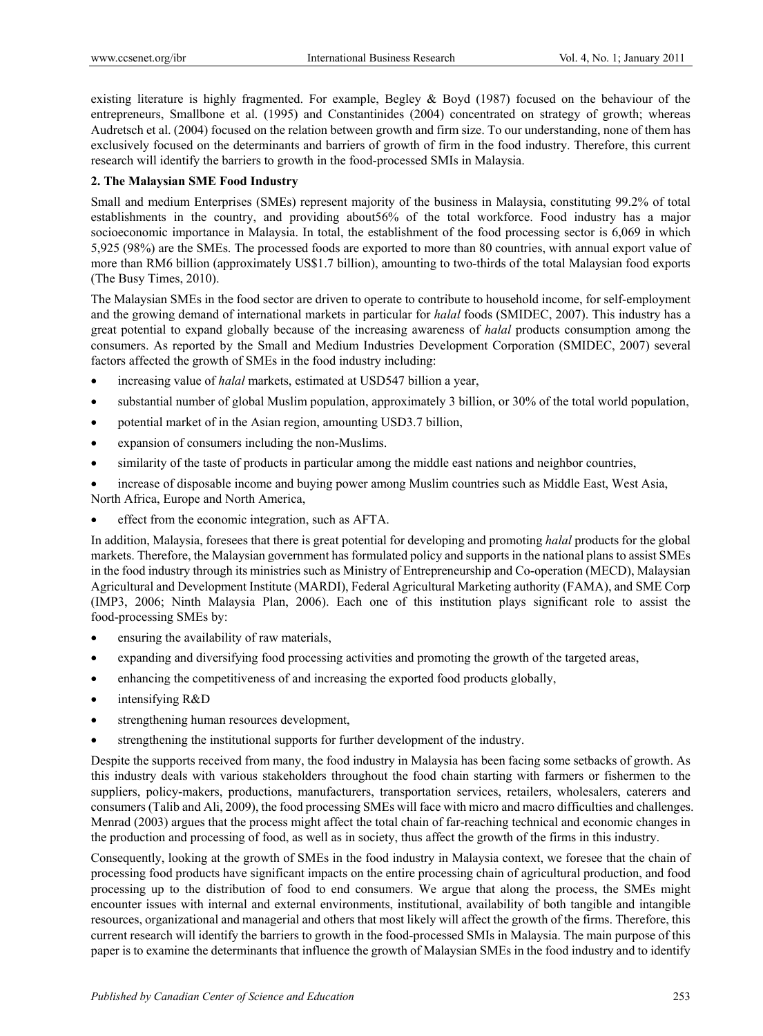existing literature is highly fragmented. For example, Begley & Boyd (1987) focused on the behaviour of the entrepreneurs, Smallbone et al. (1995) and Constantinides (2004) concentrated on strategy of growth; whereas Audretsch et al. (2004) focused on the relation between growth and firm size. To our understanding, none of them has exclusively focused on the determinants and barriers of growth of firm in the food industry. Therefore, this current research will identify the barriers to growth in the food-processed SMIs in Malaysia.

## 2. The Malaysian SME Food Industry

Small and medium Enterprises (SMEs) represent majority of the business in Malaysia, constituting 99.2% of total establishments in the country, and providing about56% of the total workforce. Food industry has a major socioeconomic importance in Malaysia. In total, the establishment of the food processing sector is 6,069 in which 5,925 (98%) are the SMEs. The processed foods are exported to more than 80 countries, with annual export value of more than RM6 billion (approximately US$1.7 billion), amounting to two-thirds of the total Malaysian food exports (The Busy Times, 2010).

The Malaysian SMEs in the food sector are driven to operate to contribute to household income, for self-employment and the growing demand of international markets in particular for *halal* foods (SMIDEC, 2007). This industry has a great potential to expand globally because of the increasing awareness of *halal* products consumption among the consumers. As reported by the Small and Medium Industries Development Corporation (SMIDEC, 2007) several factors affected the growth of SMEs in the food industry including:

- increasing value of *halal* markets, estimated at USD547 billion a year,
- substantial number of global Muslim population, approximately 3 billion, or 30% of the total world population,
- potential market of in the Asian region, amounting USD3.7 billion,
- expansion of consumers including the non-Muslims.
- similarity of the taste of products in particular among the middle east nations and neighbor countries,
- increase of disposable income and buying power among Muslim countries such as Middle East, West Asia, North Africa, Europe and North America,
- effect from the economic integration, such as AFTA.

In addition, Malaysia, foresees that there is great potential for developing and promoting *halal* products for the global markets. Therefore, the Malaysian government has formulated policy and supports in the national plans to assist SMEs in the food industry through its ministries such as Ministry of Entrepreneurship and Co-operation (MECD), Malaysian Agricultural and Development Institute (MARDI), Federal Agricultural Marketing authority (FAMA), and SME Corp (IMP3, 2006; Ninth Malaysia Plan, 2006). Each one of this institution plays significant role to assist the food-processing SMEs by:

- ensuring the availability of raw materials,
- expanding and diversifying food processing activities and promoting the growth of the targeted areas,
- enhancing the competitiveness of and increasing the exported food products globally,
- intensifying R&D
- strengthening human resources development,
- strengthening the institutional supports for further development of the industry.

Despite the supports received from many, the food industry in Malaysia has been facing some setbacks of growth. As this industry deals with various stakeholders throughout the food chain starting with farmers or fishermen to the suppliers, policy-makers, productions, manufacturers, transportation services, retailers, wholesalers, caterers and consumers (Talib and Ali, 2009), the food processing SMEs will face with micro and macro difficulties and challenges. Menrad (2003) argues that the process might affect the total chain of far-reaching technical and economic changes in the production and processing of food, as well as in society, thus affect the growth of the firms in this industry.

Consequently, looking at the growth of SMEs in the food industry in Malaysia context, we foresee that the chain of processing food products have significant impacts on the entire processing chain of agricultural production, and food processing up to the distribution of food to end consumers. We argue that along the process, the SMEs might encounter issues with internal and external environments, institutional, availability of both tangible and intangible resources, organizational and managerial and others that most likely will affect the growth of the firms. Therefore, this current research will identify the barriers to growth in the food-processed SMIs in Malaysia. The main purpose of this paper is to examine the determinants that influence the growth of Malaysian SMEs in the food industry and to identify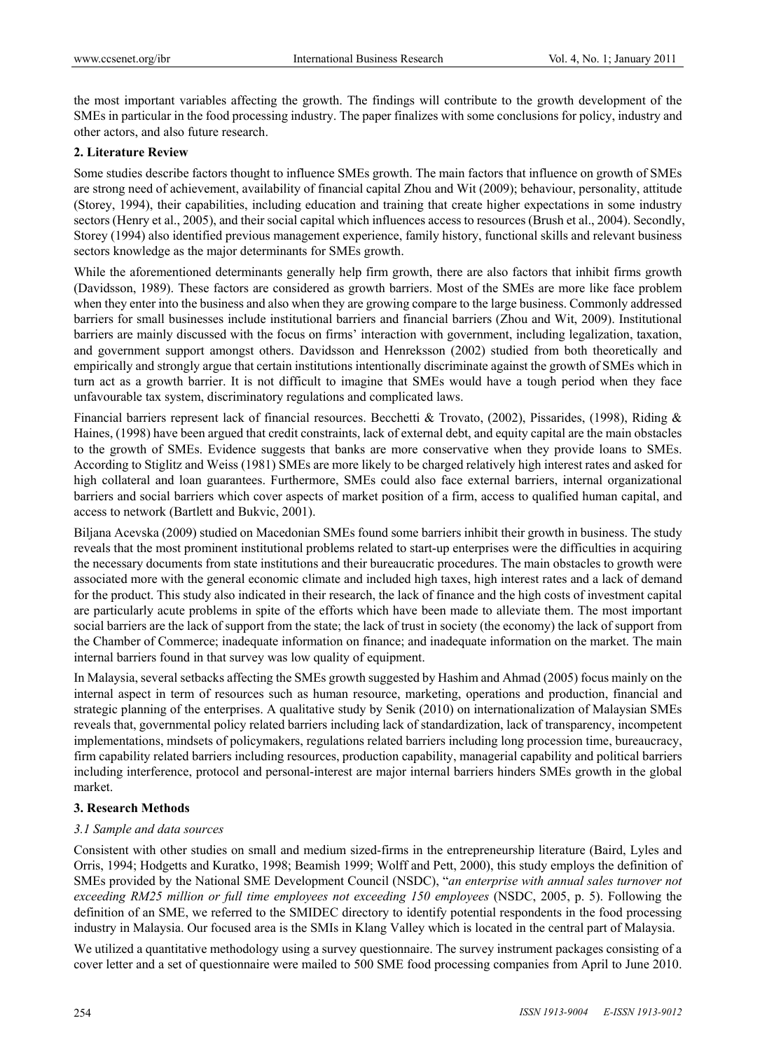the most important variables affecting the growth. The findings will contribute to the growth development of the SMEs in particular in the food processing industry. The paper finalizes with some conclusions for policy, industry and other actors, and also future research.

## 2. Literature Review

Some studies describe factors thought to influence SMEs growth. The main factors that influence on growth of SMEs are strong need of achievement, availability of financial capital Zhou and Wit (2009); behaviour, personality, attitude (Storey, 1994), their capabilities, including education and training that create higher expectations in some industry sectors (Henry et al., 2005), and their social capital which influences access to resources (Brush et al., 2004). Secondly, Storey (1994) also identified previous management experience, family history, functional skills and relevant business sectors knowledge as the major determinants for SMEs growth.

While the aforementioned determinants generally help firm growth, there are also factors that inhibit firms growth (Davidsson, 1989). These factors are considered as growth barriers. Most of the SMEs are more like face problem when they enter into the business and also when they are growing compare to the large business. Commonly addressed barriers for small businesses include institutional barriers and financial barriers (Zhou and Wit, 2009). Institutional barriers are mainly discussed with the focus on firms' interaction with government, including legalization, taxation, and government support amongst others. Davidsson and Henreksson (2002) studied from both theoretically and empirically and strongly argue that certain institutions intentionally discriminate against the growth of SMEs which in turn act as a growth barrier. It is not difficult to imagine that SMEs would have a tough period when they face unfavourable tax system, discriminatory regulations and complicated laws.

Financial barriers represent lack of financial resources. Becchetti & Trovato, (2002), Pissarides, (1998), Riding & Haines, (1998) have been argued that credit constraints, lack of external debt, and equity capital are the main obstacles to the growth of SMEs. Evidence suggests that banks are more conservative when they provide loans to SMEs. According to Stiglitz and Weiss (1981) SMEs are more likely to be charged relatively high interest rates and asked for high collateral and loan guarantees. Furthermore, SMEs could also face external barriers, internal organizational barriers and social barriers which cover aspects of market position of a firm, access to qualified human capital, and access to network (Bartlett and Bukvic, 2001).

Biljana Acevska (2009) studied on Macedonian SMEs found some barriers inhibit their growth in business. The study reveals that the most prominent institutional problems related to start-up enterprises were the difficulties in acquiring the necessary documents from state institutions and their bureaucratic procedures. The main obstacles to growth were associated more with the general economic climate and included high taxes, high interest rates and a lack of demand for the product. This study also indicated in their research, the lack of finance and the high costs of investment capital are particularly acute problems in spite of the efforts which have been made to alleviate them. The most important social barriers are the lack of support from the state; the lack of trust in society (the economy) the lack of support from the Chamber of Commerce; inadequate information on finance; and inadequate information on the market. The main internal barriers found in that survey was low quality of equipment.

In Malaysia, several setbacks affecting the SMEs growth suggested by Hashim and Ahmad (2005) focus mainly on the internal aspect in term of resources such as human resource, marketing, operations and production, financial and strategic planning of the enterprises. A qualitative study by Senik (2010) on internationalization of Malaysian SMEs reveals that, governmental policy related barriers including lack of standardization, lack of transparency, incompetent implementations, mindsets of policymakers, regulations related barriers including long procession time, bureaucracy, firm capability related barriers including resources, production capability, managerial capability and political barriers including interference, protocol and personal-interest are major internal barriers hinders SMEs growth in the global market.

## 3. Research Methods

### *3.1 Sample and data sources*

Consistent with other studies on small and medium sized-firms in the entrepreneurship literature (Baird, Lyles and Orris, 1994; Hodgetts and Kuratko, 1998; Beamish 1999; Wolff and Pett, 2000), this study employs the definition of SMEs provided by the National SME Development Council (NSDC), "*an enterprise with annual sales turnover not exceeding RM25 million or full time employees not exceeding 150 employees* (NSDC, 2005, p. 5). Following the definition of an SME, we referred to the SMIDEC directory to identify potential respondents in the food processing industry in Malaysia. Our focused area is the SMIs in Klang Valley which is located in the central part of Malaysia.

We utilized a quantitative methodology using a survey questionnaire. The survey instrument packages consisting of a cover letter and a set of questionnaire were mailed to 500 SME food processing companies from April to June 2010.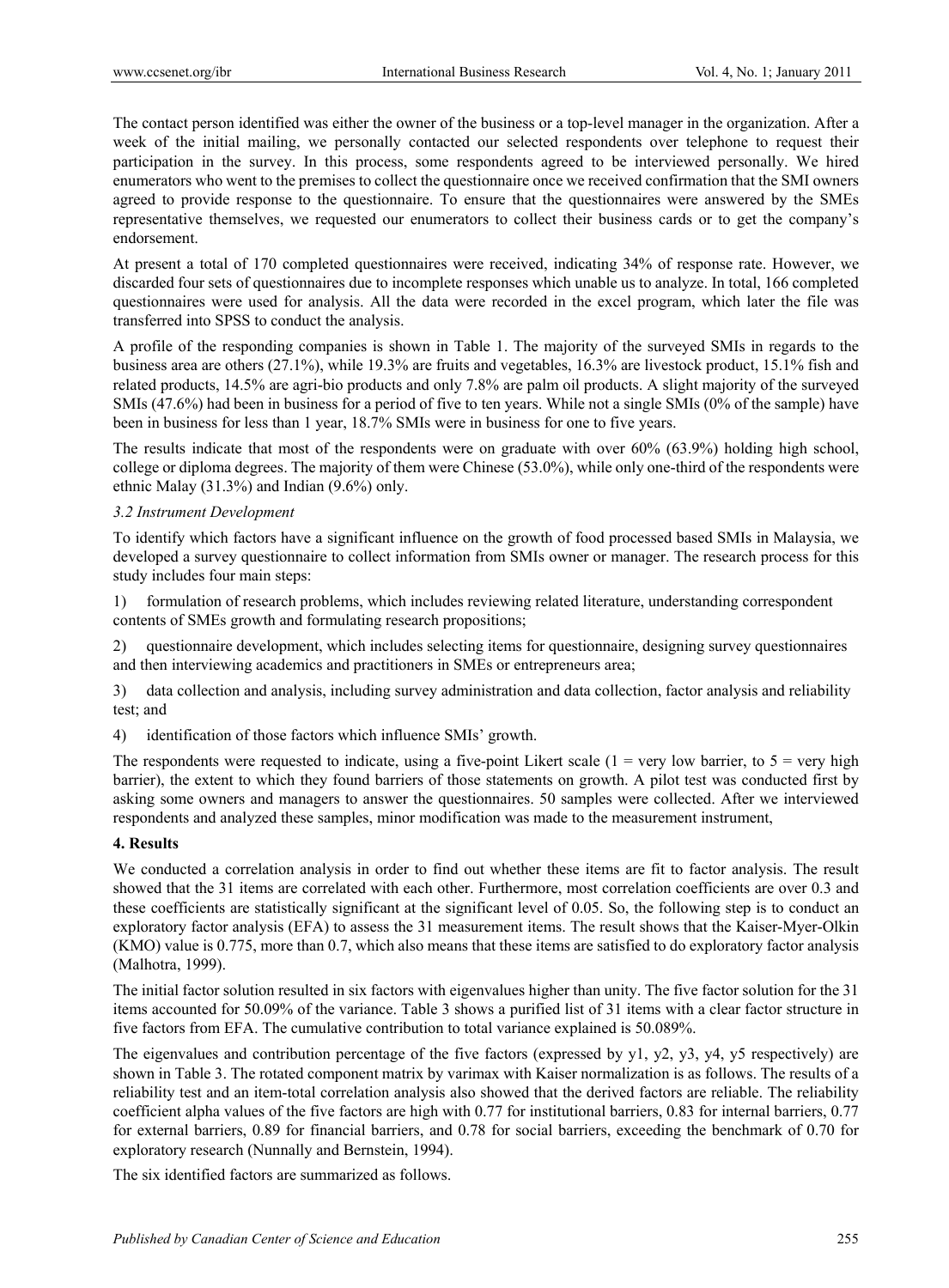The contact person identified was either the owner of the business or a top-level manager in the organization. After a week of the initial mailing, we personally contacted our selected respondents over telephone to request their participation in the survey. In this process, some respondents agreed to be interviewed personally. We hired enumerators who went to the premises to collect the questionnaire once we received confirmation that the SMI owners agreed to provide response to the questionnaire. To ensure that the questionnaires were answered by the SMEs representative themselves, we requested our enumerators to collect their business cards or to get the company's endorsement.

At present a total of 170 completed questionnaires were received, indicating 34% of response rate. However, we discarded four sets of questionnaires due to incomplete responses which unable us to analyze. In total, 166 completed questionnaires were used for analysis. All the data were recorded in the excel program, which later the file was transferred into SPSS to conduct the analysis.

A profile of the responding companies is shown in Table 1. The majority of the surveyed SMIs in regards to the business area are others (27.1%), while 19.3% are fruits and vegetables, 16.3% are livestock product, 15.1% fish and related products, 14.5% are agri-bio products and only 7.8% are palm oil products. A slight majority of the surveyed SMIs (47.6%) had been in business for a period of five to ten years. While not a single SMIs (0% of the sample) have been in business for less than 1 year, 18.7% SMIs were in business for one to five years.

The results indicate that most of the respondents were on graduate with over 60% (63.9%) holding high school, college or diploma degrees. The majority of them were Chinese (53.0%), while only one-third of the respondents were ethnic Malay (31.3%) and Indian (9.6%) only.

*3.2 Instrument Development*

To identify which factors have a significant influence on the growth of food processed based SMIs in Malaysia, we developed a survey questionnaire to collect information from SMIs owner or manager. The research process for this study includes four main steps:

1) formulation of research problems, which includes reviewing related literature, understanding correspondent contents of SMEs growth and formulating research propositions;

2) questionnaire development, which includes selecting items for questionnaire, designing survey questionnaires and then interviewing academics and practitioners in SMEs or entrepreneurs area;

3) data collection and analysis, including survey administration and data collection, factor analysis and reliability test; and

4) identification of those factors which influence SMIs' growth.

The respondents were requested to indicate, using a five-point Likert scale (1 = very low barrier, to 5 = very high barrier), the extent to which they found barriers of those statements on growth. A pilot test was conducted first by asking some owners and managers to answer the questionnaires. 50 samples were collected. After we interviewed respondents and analyzed these samples, minor modification was made to the measurement instrument,

**4. Results**

We conducted a correlation analysis in order to find out whether these items are fit to factor analysis. The result showed that the 31 items are correlated with each other. Furthermore, most correlation coefficients are over 0.3 and these coefficients are statistically significant at the significant level of 0.05. So, the following step is to conduct an exploratory factor analysis (EFA) to assess the 31 measurement items. The result shows that the Kaiser-Myer-Olkin (KMO) value is 0.775, more than 0.7, which also means that these items are satisfied to do exploratory factor analysis (Malhotra, 1999).

The initial factor solution resulted in six factors with eigenvalues higher than unity. The five factor solution for the 31 items accounted for 50.09% of the variance. Table 3 shows a purified list of 31 items with a clear factor structure in five factors from EFA. The cumulative contribution to total variance explained is 50.089%.

The eigenvalues and contribution percentage of the five factors (expressed by y1, y2, y3, y4, y5 respectively) are shown in Table 3. The rotated component matrix by varimax with Kaiser normalization is as follows. The results of a reliability test and an item-total correlation analysis also showed that the derived factors are reliable. The reliability coefficient alpha values of the five factors are high with 0.77 for institutional barriers, 0.83 for internal barriers, 0.77 for external barriers, 0.89 for financial barriers, and 0.78 for social barriers, exceeding the benchmark of 0.70 for exploratory research (Nunnally and Bernstein, 1994).

The six identified factors are summarized as follows.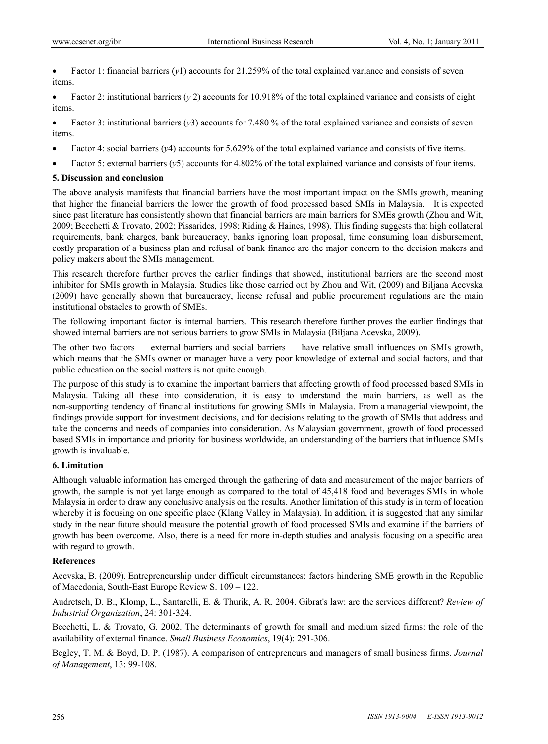- Factor 1: financial barriers ($y1$) accounts for 21.259% of the total explained variance and consists of seven items.
- Factor 2: institutional barriers ($y\,2$) accounts for 10.918% of the total explained variance and consists of eight items.
- Factor 3: institutional barriers ($y3$) accounts for 7.480 % of the total explained variance and consists of seven items.
- Factor 4: social barriers ($y4$) accounts for 5.629% of the total explained variance and consists of five items.
- Factor 5: external barriers ($y5$) accounts for 4.802% of the total explained variance and consists of four items.

## 5. Discussion and conclusion

The above analysis manifests that financial barriers have the most important impact on the SMIs growth, meaning that higher the financial barriers the lower the growth of food processed based SMIs in Malaysia. It is expected since past literature has consistently shown that financial barriers are main barriers for SMEs growth (Zhou and Wit, 2009; Becchetti & Trovato, 2002; Pissarides, 1998; Riding & Haines, 1998). This finding suggests that high collateral requirements, bank charges, bank bureaucracy, banks ignoring loan proposal, time consuming loan disbursement, costly preparation of a business plan and refusal of bank finance are the major concern to the decision makers and policy makers about the SMIs management.

This research therefore further proves the earlier findings that showed, institutional barriers are the second most inhibitor for SMIs growth in Malaysia. Studies like those carried out by Zhou and Wit, (2009) and Biljana Acevska (2009) have generally shown that bureaucracy, license refusal and public procurement regulations are the main institutional obstacles to growth of SMEs.

The following important factor is internal barriers. This research therefore further proves the earlier findings that showed internal barriers are not serious barriers to grow SMIs in Malaysia (Biljana Acevska, 2009).

The other two factors — external barriers and social barriers — have relative small influences on SMIs growth, which means that the SMIs owner or manager have a very poor knowledge of external and social factors, and that public education on the social matters is not quite enough.

The purpose of this study is to examine the important barriers that affecting growth of food processed based SMIs in Malaysia. Taking all these into consideration, it is easy to understand the main barriers, as well as the non-supporting tendency of financial institutions for growing SMIs in Malaysia. From a managerial viewpoint, the findings provide support for investment decisions, and for decisions relating to the growth of SMIs that address and take the concerns and needs of companies into consideration. As Malaysian government, growth of food processed based SMIs in importance and priority for business worldwide, an understanding of the barriers that influence SMIs growth is invaluable.

## 6. Limitation

Although valuable information has emerged through the gathering of data and measurement of the major barriers of growth, the sample is not yet large enough as compared to the total of 45,418 food and beverages SMIs in whole Malaysia in order to draw any conclusive analysis on the results. Another limitation of this study is in term of location whereby it is focusing on one specific place (Klang Valley in Malaysia). In addition, it is suggested that any similar study in the near future should measure the potential growth of food processed SMIs and examine if the barriers of growth has been overcome. Also, there is a need for more in-depth studies and analysis focusing on a specific area with regard to growth.

## References

Acevska, B. (2009). Entrepreneurship under difficult circumstances: factors hindering SME growth in the Republic of Macedonia, South-East Europe Review S. 109 – 122.

Audretsch, D. B., Klomp, L., Santarelli, E. & Thurik, A. R. 2004. Gibrat's law: are the services different? *Review of Industrial Organization*, 24: 301-324.

Becchetti, L. & Trovato, G. 2002. The determinants of growth for small and medium sized firms: the role of the availability of external finance. *Small Business Economics*, 19(4): 291-306.

Begley, T. M. & Boyd, D. P. (1987). A comparison of entrepreneurs and managers of small business firms. *Journal of Management*, 13: 99-108.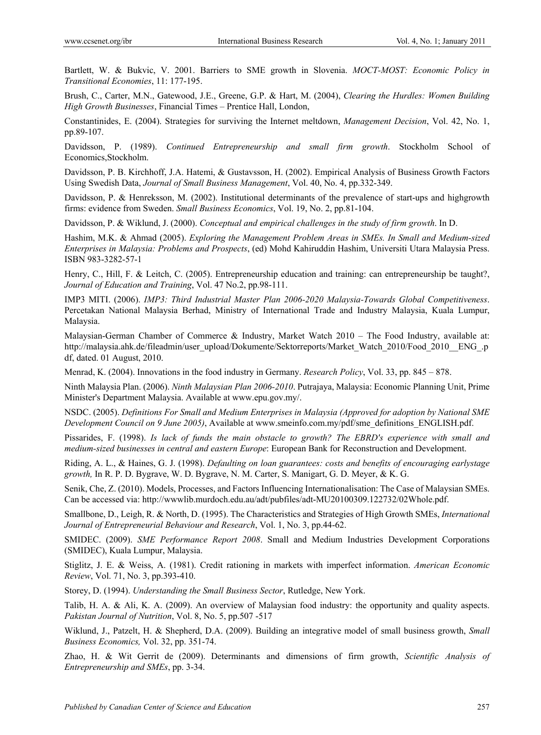Bartlett, W. & Bukvic, V. 2001. Barriers to SME growth in Slovenia. *MOCT-MOST: Economic Policy in Transitional Economies*, 11: 177-195.

Brush, C., Carter, M.N., Gatewood, J.E., Greene, G.P. & Hart, M. (2004), *Clearing the Hurdles: Women Building High Growth Businesses*, Financial Times – Prentice Hall, London,

Constantinides, E. (2004). Strategies for surviving the Internet meltdown, *Management Decision*, Vol. 42, No. 1, pp.89-107.

Davidsson, P. (1989). *Continued Entrepreneurship and small firm growth*. Stockholm School of Economics,Stockholm.

Davidsson, P. B. Kirchhoff, J.A. Hatemi, & Gustavsson, H. (2002). Empirical Analysis of Business Growth Factors Using Swedish Data, *Journal of Small Business Management*, Vol. 40, No. 4, pp.332-349.

Davidsson, P. & Henreksson, M. (2002). Institutional determinants of the prevalence of start-ups and highgrowth firms: evidence from Sweden. *Small Business Economics*, Vol. 19, No. 2, pp.81-104.

Davidsson, P. & Wiklund, J. (2000). *Conceptual and empirical challenges in the study of firm growth*. In D.

Hashim, M.K. & Ahmad (2005). *Exploring the Management Problem Areas in SMEs. In Small and Medium-sized Enterprises in Malaysia: Problems and Prospects*, (ed) Mohd Kahiruddin Hashim, Universiti Utara Malaysia Press. ISBN 983-3282-57-1

Henry, C., Hill, F. & Leitch, C. (2005). Entrepreneurship education and training: can entrepreneurship be taught?, *Journal of Education and Training*, Vol. 47 No.2, pp.98-111.

IMP3 MITI. (2006). *IMP3: Third Industrial Master Plan 2006-2020 Malaysia-Towards Global Competitiveness*. Percetakan National Malaysia Berhad, Ministry of International Trade and Industry Malaysia, Kuala Lumpur, Malaysia.

Malaysian-German Chamber of Commerce & Industry, Market Watch 2010 – The Food Industry, available at: http://malaysia.ahk.de/fileadmin/user_upload/Dokumente/Sektorreports/Market_Watch_2010/Food_2010__ENG_.pdf, dated. 01 August, 2010.

Menrad, K. (2004). Innovations in the food industry in Germany. *Research Policy*, Vol. 33, pp. 845 – 878.

Ninth Malaysia Plan. (2006). *Ninth Malaysian Plan 2006-2010*. Putrajaya, Malaysia: Economic Planning Unit, Prime Minister's Department Malaysia. Available at www.epu.gov.my/.

NSDC. (2005). *Definitions For Small and Medium Enterprises in Malaysia (Approved for adoption by National SME Development Council on 9 June 2005)*, Available at www.smeinfo.com.my/pdf/sme_definitions_ENGLISH.pdf.

Pissarides, F. (1998). *Is lack of funds the main obstacle to growth? The EBRD's experience with small and medium-sized businesses in central and eastern Europe*: European Bank for Reconstruction and Development.

Riding, A. L., & Haines, G. J. (1998). *Defaulting on loan guarantees: costs and benefits of encouraging earlystage growth,* In R. P. D. Bygrave, W. D. Bygrave, N. M. Carter, S. Manigart, G. D. Meyer, & K. G.

Senik, Che, Z. (2010). Models, Processes, and Factors Influencing Internationalisation: The Case of Malaysian SMEs. Can be accessed via: http://wwwlib.murdoch.edu.au/adt/pubfiles/adt-MU20100309.122732/02Whole.pdf.

Smallbone, D., Leigh, R. & North, D. (1995). The Characteristics and Strategies of High Growth SMEs, *International Journal of Entrepreneurial Behaviour and Research*, Vol. 1, No. 3, pp.44-62.

SMIDEC. (2009). *SME Performance Report 2008*. Small and Medium Industries Development Corporations (SMIDEC), Kuala Lumpur, Malaysia.

Stiglitz, J. E. & Weiss, A. (1981). Credit rationing in markets with imperfect information. *American Economic Review*, Vol. 71, No. 3, pp.393-410.

Storey, D. (1994). *Understanding the Small Business Sector*, Rutledge, New York.

Talib, H. A. & Ali, K. A. (2009). An overview of Malaysian food industry: the opportunity and quality aspects. *Pakistan Journal of Nutrition*, Vol. 8, No. 5, pp.507 -517

Wiklund, J., Patzelt, H. & Shepherd, D.A. (2009). Building an integrative model of small business growth, *Small Business Economics,* Vol. 32, pp. 351-74.

Zhao, H. & Wit Gerrit de (2009). Determinants and dimensions of firm growth, *Scientific Analysis of Entrepreneurship and SMEs*, pp. 3-34.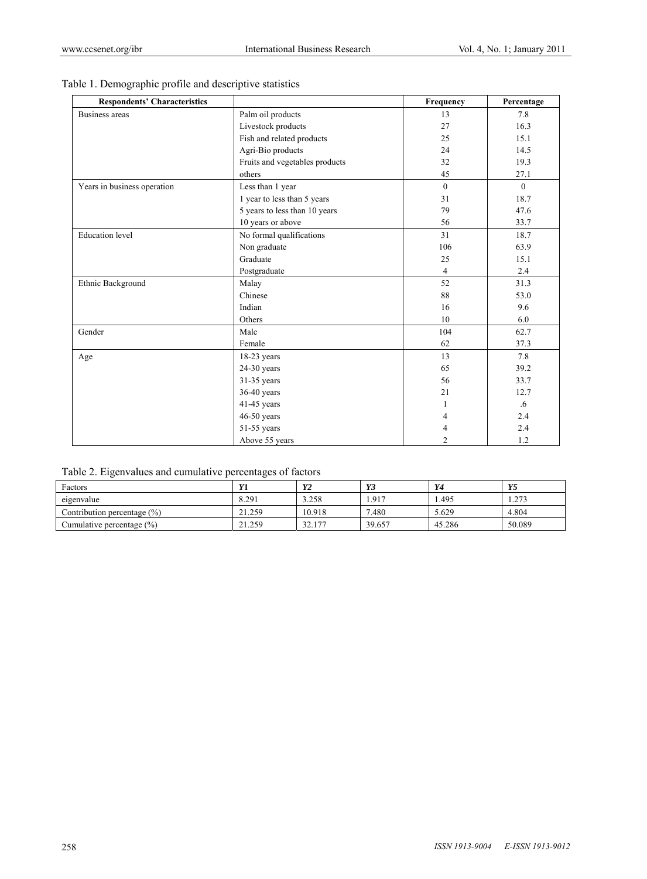Table 1. Demographic profile and descriptive statistics

| Respondents' Characteristics | | Frequency | Percentage |
|---|---|---|---|
| Business areas | Palm oil products | 13 | 7.8 |
| | Livestock products | 27 | 16.3 |
| | Fish and related products | 25 | 15.1 |
| | Agri-Bio products | 24 | 14.5 |
| | Fruits and vegetables products | 32 | 19.3 |
| | others | 45 | 27.1 |
| Years in business operation | Less than 1 year | 0 | 0 |
| | 1 year to less than 5 years | 31 | 18.7 |
| | 5 years to less than 10 years | 79 | 47.6 |
| | 10 years or above | 56 | 33.7 |
| Education level | No formal qualifications | 31 | 18.7 |
| | Non graduate | 106 | 63.9 |
| | Graduate | 25 | 15.1 |
| | Postgraduate | 4 | 2.4 |
| Ethnic Background | Malay | 52 | 31.3 |
| | Chinese | 88 | 53.0 |
| | Indian | 16 | 9.6 |
| | Others | 10 | 6.0 |
| Gender | Male | 104 | 62.7 |
| | Female | 62 | 37.3 |
| Age | 18-23 years | 13 | 7.8 |
| | 24-30 years | 65 | 39.2 |
| | 31-35 years | 56 | 33.7 |
| | 36-40 years | 21 | 12.7 |
| | 41-45 years | 1 | .6 |
| | 46-50 years | 4 | 2.4 |
| | 51-55 years | 4 | 2.4 |
| | Above 55 years | 2 | 1.2 |

Table 2. Eigenvalues and cumulative percentages of factors

| Factors | *Y1* | *Y2* | *Y3* | *Y4* | *Y5* |
|---|---|---|---|---|---|
| eigenvalue | 8.291 | 3.258 | 1.917 | 1.495 | 1.273 |
| Contribution percentage (%) | 21.259 | 10.918 | 7.480 | 5.629 | 4.804 |
| Cumulative percentage (%) | 21.259 | 32.177 | 39.657 | 45.286 | 50.089 |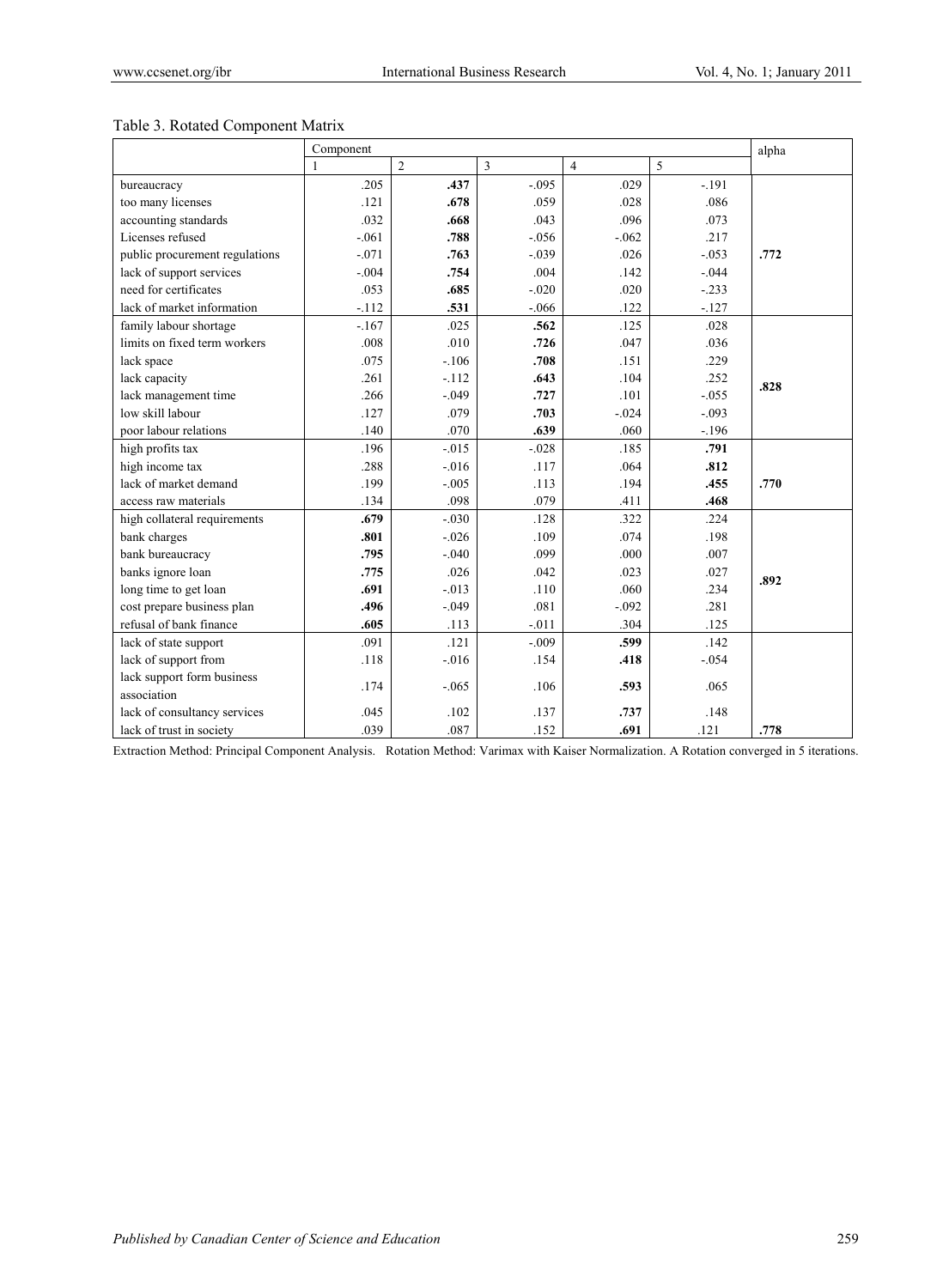Table 3. Rotated Component Matrix

| | Component | | | | | alpha |
|---|---|---|---|---|---|---|
| | 1 | 2 | 3 | 4 | 5 | |
| bureaucracy | .205 | **.437** | -.095 | .029 | -.191 | |
| too many licenses | .121 | **.678** | .059 | .028 | .086 | |
| accounting standards | .032 | **.668** | .043 | .096 | .073 | |
| Licenses refused | -.061 | **.788** | -.056 | -.062 | .217 | |
| public procurement regulations | -.071 | **.763** | -.039 | .026 | -.053 | **.772** |
| lack of support services | -.004 | **.754** | .004 | .142 | -.044 | |
| need for certificates | .053 | **.685** | -.020 | .020 | -.233 | |
| lack of market information | -.112 | **.531** | -.066 | .122 | -.127 | |
| family labour shortage | -.167 | .025 | **.562** | .125 | .028 | |
| limits on fixed term workers | .008 | .010 | **.726** | .047 | .036 | |
| lack space | .075 | -.106 | **.708** | .151 | .229 | |
| lack capacity | .261 | -.112 | **.643** | .104 | .252 | **.828** |
| lack management time | .266 | -.049 | **.727** | .101 | -.055 | |
| low skill labour | .127 | .079 | **.703** | -.024 | -.093 | |
| poor labour relations | .140 | .070 | **.639** | .060 | -.196 | |
| high profits tax | .196 | -.015 | -.028 | .185 | **.791** | |
| high income tax | .288 | -.016 | .117 | .064 | **.812** | |
| lack of market demand | .199 | -.005 | .113 | .194 | **.455** | **.770** |
| access raw materials | .134 | .098 | .079 | .411 | **.468** | |
| high collateral requirements | **.679** | -.030 | .128 | .322 | .224 | |
| bank charges | **.801** | -.026 | .109 | .074 | .198 | |
| bank bureaucracy | **.795** | -.040 | .099 | .000 | .007 | |
| banks ignore loan | **.775** | .026 | .042 | .023 | .027 | **.892** |
| long time to get loan | **.691** | -.013 | .110 | .060 | .234 | |
| cost prepare business plan | **.496** | -.049 | .081 | -.092 | .281 | |
| refusal of bank finance | **.605** | .113 | -.011 | .304 | .125 | |
| lack of state support | .091 | .121 | -.009 | **.599** | .142 | |
| lack of support from | .118 | -.016 | .154 | **.418** | -.054 | |
| lack support form business association | .174 | -.065 | .106 | **.593** | .065 | |
| lack of consultancy services | .045 | .102 | .137 | **.737** | .148 | |
| lack of trust in society | .039 | .087 | .152 | **.691** | .121 | **.778** |

Extraction Method: Principal Component Analysis. Rotation Method: Varimax with Kaiser Normalization. A Rotation converged in 5 iterations.